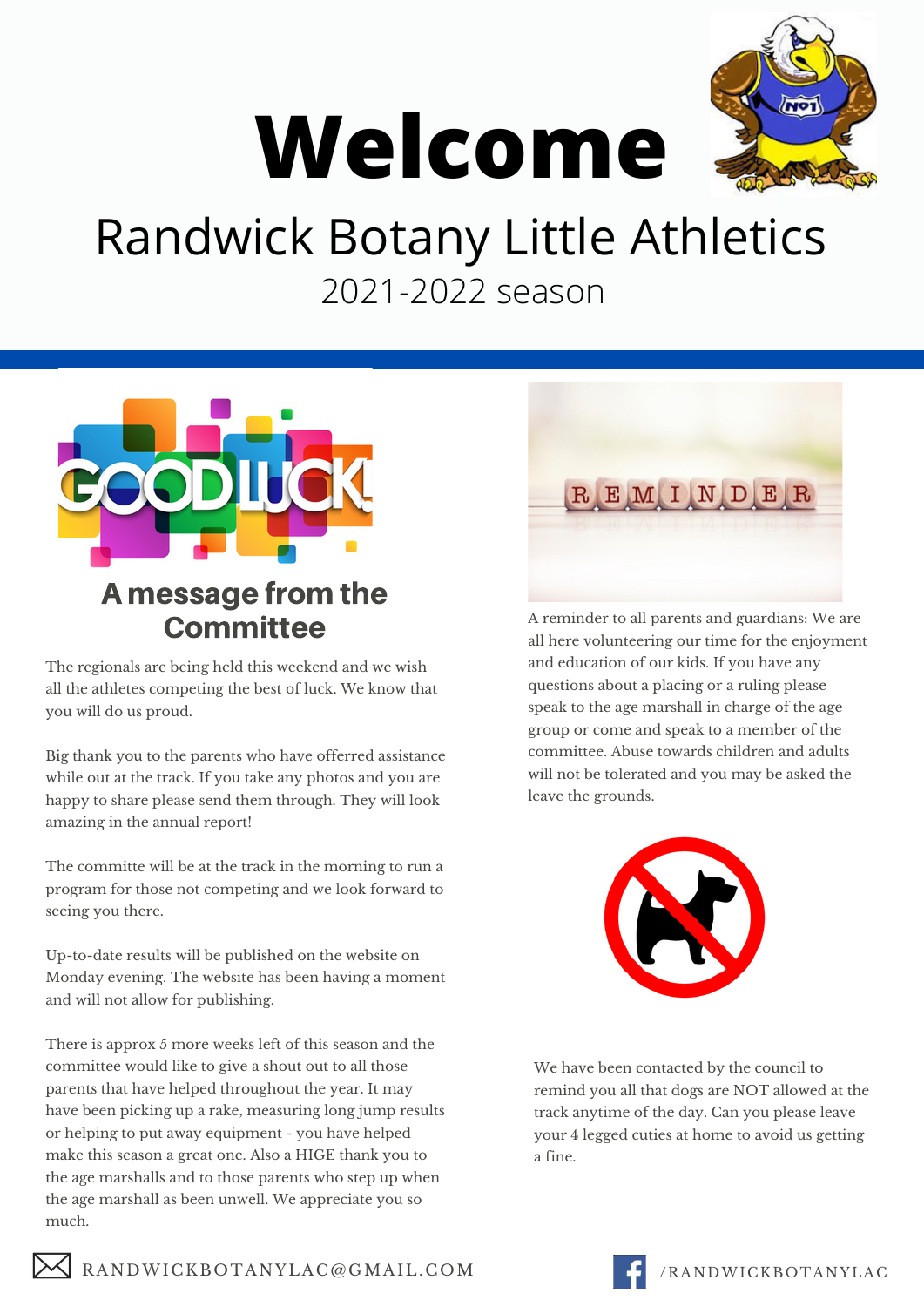# Welcome

## Randwick Botany Little Athletics

2021-2022 season

## A message from the Committee

The regionals are being held this weekend and we wish all the athletes competing the best of luck. We know that you will do us proud.

Big thank you to the parents who have offerred assistance while out at the track. If you take any photos and you are happy to share please send them through. They will look amazing in the annual report!

The committe will be at the track in the morning to run a program for those not competing and we look forward to seeing you there.

Up-to-date results will be published on the website on Monday evening. The website has been having a moment and will not allow for publishing.

There is approx 5 more weeks left of this season and the committee would like to give a shout out to all those parents that have helped throughout the year. It may have been picking up a rake, measuring long jump results or helping to put away equipment - you have helped make this season a great one. Also a HIGE thank you to the age marshalls and to those parents who step up when the age marshall as been unwell. We appreciate you so much.

A reminder to all parents and guardians: We are all here volunteering our time for the enjoyment and education of our kids. If you have any questions about a placing or a ruling please speak to the age marshall in charge of the age group or come and speak to a member of the committee. Abuse towards children and adults will not be tolerated and you may be asked the leave the grounds.

We have been contacted by the council to remind you all that dogs are NOT allowed at the track anytime of the day. Can you please leave your 4 legged cuties at home to avoid us getting a fine.

RANDWICKBOTANYLAC@GMAIL.COM

/RANDWICKBOTANYLAC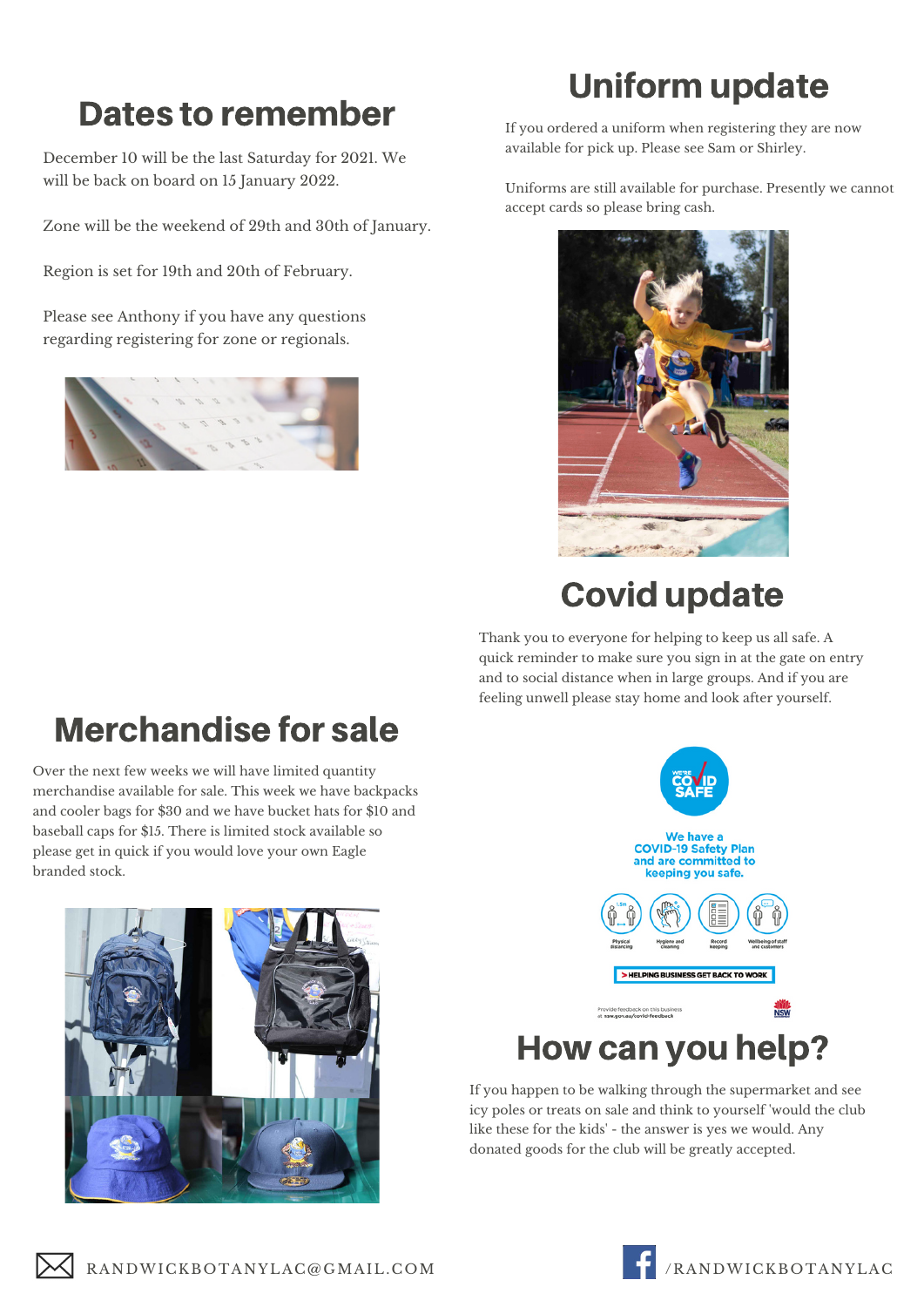## Dates to remember

December 10 will be the last Saturday for 2021. We will be back on board on 15 January 2022.

Zone will be the weekend of 29th and 30th of January.

Region is set for 19th and 20th of February.

Please see Anthony if you have any questions regarding registering for zone or regionals.

## Uniform update

If you ordered a uniform when registering they are now available for pick up. Please see Sam or Shirley.

Uniforms are still available for purchase. Presently we cannot accept cards so please bring cash.

## Covid update

Thank you to everyone for helping to keep us all safe. A quick reminder to make sure you sign in at the gate on entry and to social distance when in large groups. And if you are feeling unwell please stay home and look after yourself.

## Merchandise for sale

Over the next few weeks we will have limited quantity merchandise available for sale. This week we have backpacks and cooler bags for $30 and we have bucket hats for $10 and baseball caps for $15. There is limited stock available so please get in quick if you would love your own Eagle branded stock.

We're COVID SAFE

We have a COVID-19 Safety Plan and are committed to keeping you safe.

Physical distancing | Hygiene and cleaning | Record keeping | Wellbeing of staff and customers

> HELPING BUSINESS GET BACK TO WORK

Provide feedback on this business at nsw.gov.au/covid-feedback

NSW

## How can you help?

If you happen to be walking through the supermarket and see icy poles or treats on sale and think to yourself 'would the club like these for the kids' - the answer is yes we would. Any donated goods for the club will be greatly accepted.

RANDWICKBOTANYLAC@GMAIL.COM

/RANDWICKBOTANYLAC